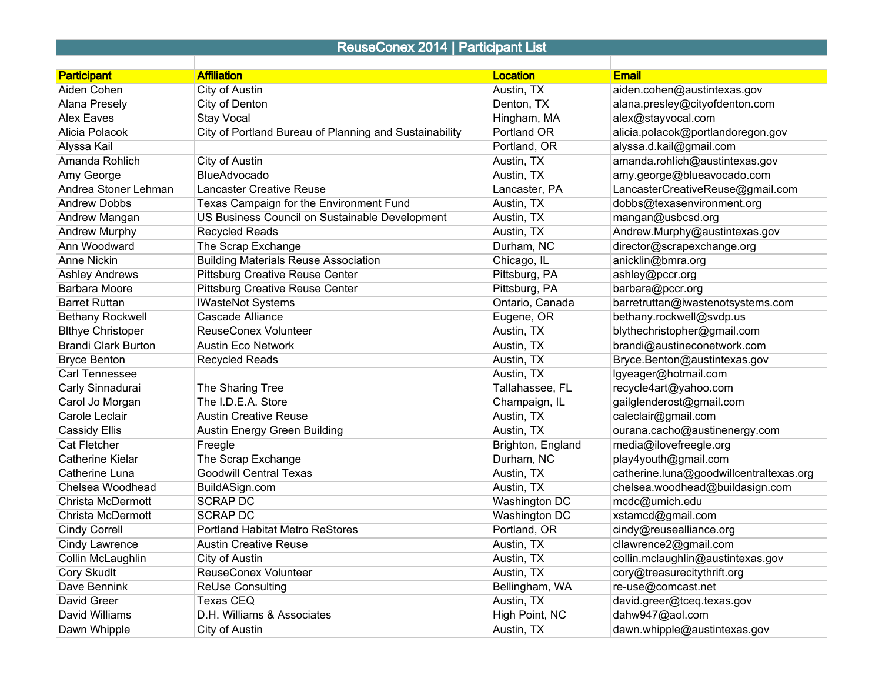# ReuseConex 2014 | Participant List

| Participant | Affiliation | Location | Email |
|---|---|---|---|
| Aiden Cohen | City of Austin | Austin, TX | aiden.cohen@austintexas.gov |
| Alana Presely | City of Denton | Denton, TX | alana.presley@cityofdenton.com |
| Alex Eaves | Stay Vocal | Hingham, MA | alex@stayvocal.com |
| Alicia Polacok | City of Portland Bureau of Planning and Sustainability | Portland OR | alicia.polacok@portlandoregon.gov |
| Alyssa Kail | | Portland, OR | alyssa.d.kail@gmail.com |
| Amanda Rohlich | City of Austin | Austin, TX | amanda.rohlich@austintexas.gov |
| Amy George | BlueAdvocado | Austin, TX | amy.george@blueavocado.com |
| Andrea Stoner Lehman | Lancaster Creative Reuse | Lancaster, PA | LancasterCreativeReuse@gmail.com |
| Andrew Dobbs | Texas Campaign for the Environment Fund | Austin, TX | dobbs@texasenvironment.org |
| Andrew Mangan | US Business Council on Sustainable Development | Austin, TX | mangan@usbcsd.org |
| Andrew Murphy | Recycled Reads | Austin, TX | Andrew.Murphy@austintexas.gov |
| Ann Woodward | The Scrap Exchange | Durham, NC | director@scrapexchange.org |
| Anne Nickin | Building Materials Reuse Association | Chicago, IL | anicklin@bmra.org |
| Ashley Andrews | Pittsburg Creative Reuse Center | Pittsburg, PA | ashley@pccr.org |
| Barbara Moore | Pittsburg Creative Reuse Center | Pittsburg, PA | barbara@pccr.org |
| Barret Ruttan | IWasteNot Systems | Ontario, Canada | barretruttan@iwastenotsystems.com |
| Bethany Rockwell | Cascade Alliance | Eugene, OR | bethany.rockwell@svdp.us |
| Blthye Christoper | ReuseConex Volunteer | Austin, TX | blythechristopher@gmail.com |
| Brandi Clark Burton | Austin Eco Network | Austin, TX | brandi@austineconetwork.com |
| Bryce Benton | Recycled Reads | Austin, TX | Bryce.Benton@austintexas.gov |
| Carl Tennessee | | Austin, TX | lgyeager@hotmail.com |
| Carly Sinnadurai | The Sharing Tree | Tallahassee, FL | recycle4art@yahoo.com |
| Carol Jo Morgan | The I.D.E.A. Store | Champaign, IL | gailglenderost@gmail.com |
| Carole Leclair | Austin Creative Reuse | Austin, TX | caleclair@gmail.com |
| Cassidy Ellis | Austin Energy Green Building | Austin, TX | ourana.cacho@austinenergy.com |
| Cat Fletcher | Freegle | Brighton, England | media@ilovefreegle.org |
| Catherine Kielar | The Scrap Exchange | Durham, NC | play4youth@gmail.com |
| Catherine Luna | Goodwill Central Texas | Austin, TX | catherine.luna@goodwillcentraltexas.org |
| Chelsea Woodhead | BuildASign.com | Austin, TX | chelsea.woodhead@buildasign.com |
| Christa McDermott | SCRAP DC | Washington DC | mcdc@umich.edu |
| Christa McDermott | SCRAP DC | Washington DC | xstamcd@gmail.com |
| Cindy Correll | Portland Habitat Metro ReStores | Portland, OR | cindy@reusealliance.org |
| Cindy Lawrence | Austin Creative Reuse | Austin, TX | cllawrence2@gmail.com |
| Collin McLaughlin | City of Austin | Austin, TX | collin.mclaughlin@austintexas.gov |
| Cory Skudlt | ReuseConex Volunteer | Austin, TX | cory@treasurecitythrift.org |
| Dave Bennink | ReUse Consulting | Bellingham, WA | re-use@comcast.net |
| David Greer | Texas CEQ | Austin, TX | david.greer@tceq.texas.gov |
| David Williams | D.H. Williams & Associates | High Point, NC | dahw947@aol.com |
| Dawn Whipple | City of Austin | Austin, TX | dawn.whipple@austintexas.gov |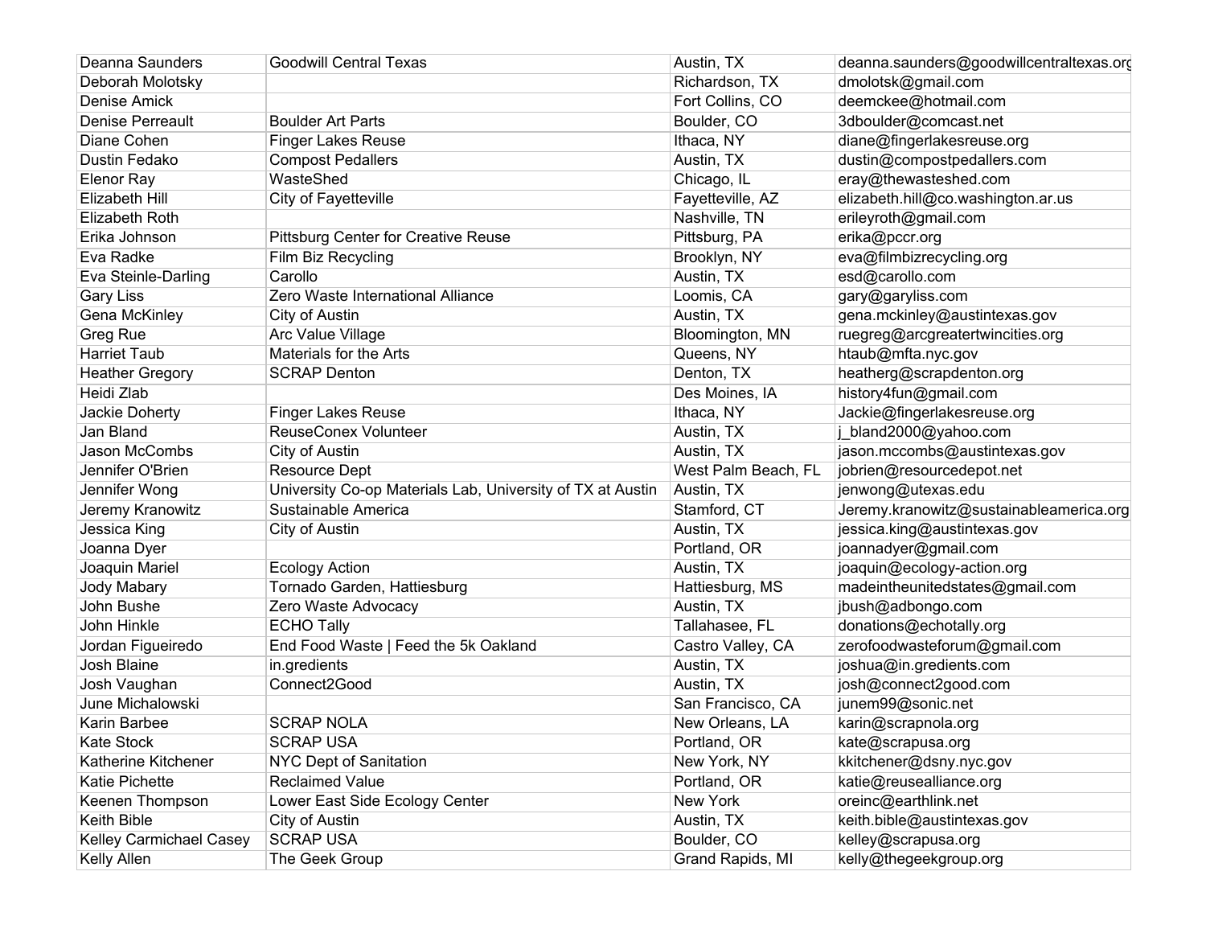| | | | |
|---|---|---|---|
| Deanna Saunders | Goodwill Central Texas | Austin, TX | deanna.saunders@goodwillcentraltexas.org |
| Deborah Molotsky | | Richardson, TX | dmolotsk@gmail.com |
| Denise Amick | | Fort Collins, CO | deemckee@hotmail.com |
| Denise Perreault | Boulder Art Parts | Boulder, CO | 3dboulder@comcast.net |
| Diane Cohen | Finger Lakes Reuse | Ithaca, NY | diane@fingerlakesreuse.org |
| Dustin Fedako | Compost Pedallers | Austin, TX | dustin@compostpedallers.com |
| Elenor Ray | WasteShed | Chicago, IL | eray@thewasteshed.com |
| Elizabeth Hill | City of Fayetteville | Fayetteville, AZ | elizabeth.hill@co.washington.ar.us |
| Elizabeth Roth | | Nashville, TN | erileyroth@gmail.com |
| Erika Johnson | Pittsburg Center for Creative Reuse | Pittsburg, PA | erika@pccr.org |
| Eva Radke | Film Biz Recycling | Brooklyn, NY | eva@filmbizrecycling.org |
| Eva Steinle-Darling | Carollo | Austin, TX | esd@carollo.com |
| Gary Liss | Zero Waste International Alliance | Loomis, CA | gary@garyliss.com |
| Gena McKinley | City of Austin | Austin, TX | gena.mckinley@austintexas.gov |
| Greg Rue | Arc Value Village | Bloomington, MN | ruegreg@arcgreatertwincities.org |
| Harriet Taub | Materials for the Arts | Queens, NY | htaub@mfta.nyc.gov |
| Heather Gregory | SCRAP Denton | Denton, TX | heatherg@scrapdenton.org |
| Heidi Zlab | | Des Moines, IA | history4fun@gmail.com |
| Jackie Doherty | Finger Lakes Reuse | Ithaca, NY | Jackie@fingerlakesreuse.org |
| Jan Bland | ReuseConex Volunteer | Austin, TX | j_bland2000@yahoo.com |
| Jason McCombs | City of Austin | Austin, TX | jason.mccombs@austintexas.gov |
| Jennifer O'Brien | Resource Dept | West Palm Beach, FL | jobrien@resourcedepot.net |
| Jennifer Wong | University Co-op Materials Lab, University of TX at Austin | Austin, TX | jenwong@utexas.edu |
| Jeremy Kranowitz | Sustainable America | Stamford, CT | Jeremy.kranowitz@sustainableamerica.org |
| Jessica King | City of Austin | Austin, TX | jessica.king@austintexas.gov |
| Joanna Dyer | | Portland, OR | joannadyer@gmail.com |
| Joaquin Mariel | Ecology Action | Austin, TX | joaquin@ecology-action.org |
| Jody Mabary | Tornado Garden, Hattiesburg | Hattiesburg, MS | madeintheunitedstates@gmail.com |
| John Bushe | Zero Waste Advocacy | Austin, TX | jbush@adbongo.com |
| John Hinkle | ECHO Tally | Tallahasee, FL | donations@echotally.org |
| Jordan Figueiredo | End Food Waste \| Feed the 5k Oakland | Castro Valley, CA | zerofoodwasteforum@gmail.com |
| Josh Blaine | in.gredients | Austin, TX | joshua@in.gredients.com |
| Josh Vaughan | Connect2Good | Austin, TX | josh@connect2good.com |
| June Michalowski | | San Francisco, CA | junem99@sonic.net |
| Karin Barbee | SCRAP NOLA | New Orleans, LA | karin@scrapnola.org |
| Kate Stock | SCRAP USA | Portland, OR | kate@scrapusa.org |
| Katherine Kitchener | NYC Dept of Sanitation | New York, NY | kkitchener@dsny.nyc.gov |
| Katie Pichette | Reclaimed Value | Portland, OR | katie@reusealliance.org |
| Keenen Thompson | Lower East Side Ecology Center | New York | oreinc@earthlink.net |
| Keith Bible | City of Austin | Austin, TX | keith.bible@austintexas.gov |
| Kelley Carmichael Casey | SCRAP USA | Boulder, CO | kelley@scrapusa.org |
| Kelly Allen | The Geek Group | Grand Rapids, MI | kelly@thegeekgroup.org |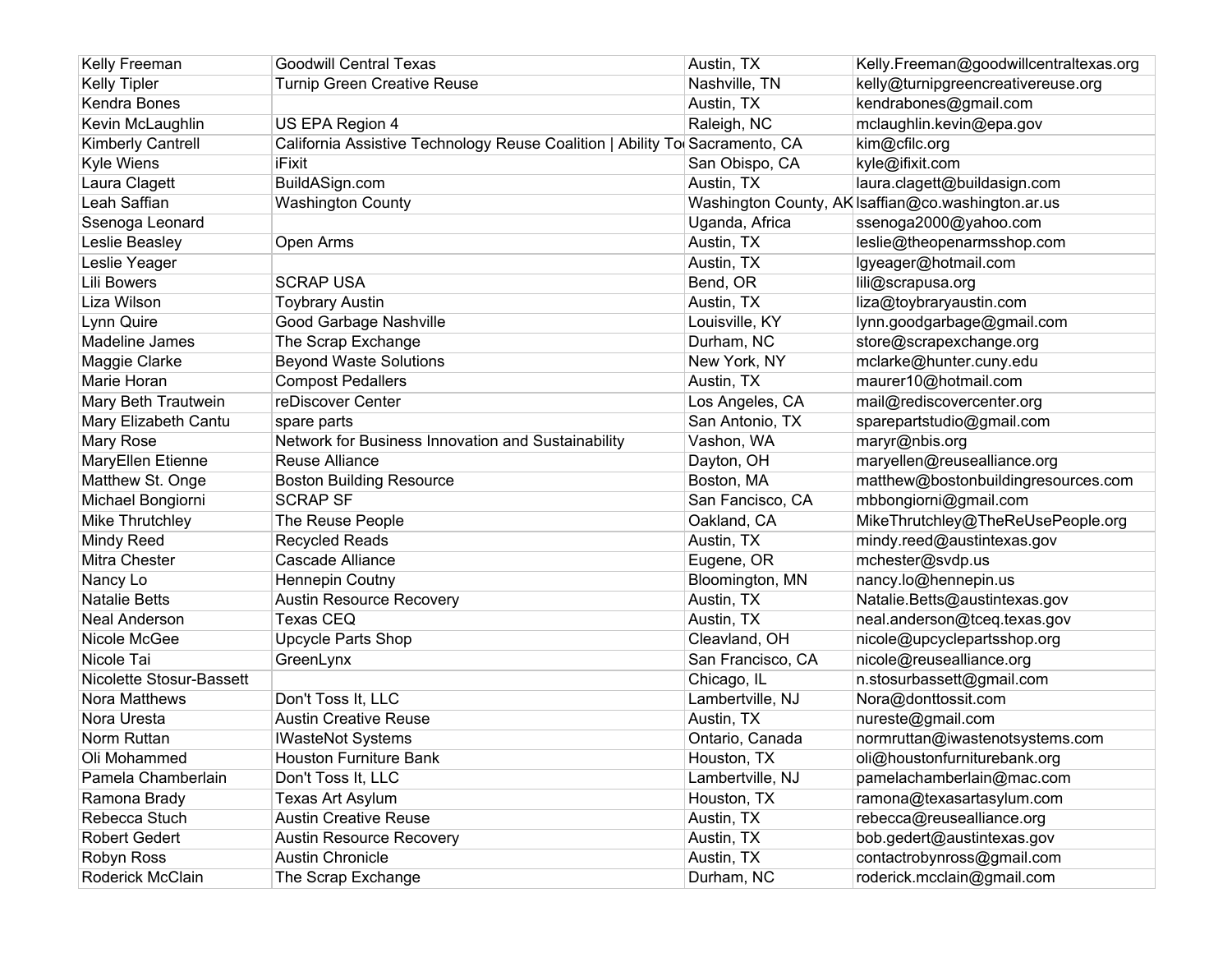| | | | |
|---|---|---|---|
| Kelly Freeman | Goodwill Central Texas | Austin, TX | Kelly.Freeman@goodwillcentraltexas.org |
| Kelly Tipler | Turnip Green Creative Reuse | Nashville, TN | kelly@turnipgreencreativereuse.org |
| Kendra Bones | | Austin, TX | kendrabones@gmail.com |
| Kevin McLaughlin | US EPA Region 4 | Raleigh, NC | mclaughlin.kevin@epa.gov |
| Kimberly Cantrell | California Assistive Technology Reuse Coalition \| Ability To | Sacramento, CA | kim@cfilc.org |
| Kyle Wiens | iFixit | San Obispo, CA | kyle@ifixit.com |
| Laura Clagett | BuildASign.com | Austin, TX | laura.clagett@buildasign.com |
| Leah Saffian | Washington County | Washington County, AK | lsaffian@co.washington.ar.us |
| Ssenoga Leonard | | Uganda, Africa | ssenoga2000@yahoo.com |
| Leslie Beasley | Open Arms | Austin, TX | leslie@theopenarmsshop.com |
| Leslie Yeager | | Austin, TX | lgyeager@hotmail.com |
| Lili Bowers | SCRAP USA | Bend, OR | lili@scrapusa.org |
| Liza Wilson | Toybrary Austin | Austin, TX | liza@toybraryaustin.com |
| Lynn Quire | Good Garbage Nashville | Louisville, KY | lynn.goodgarbage@gmail.com |
| Madeline James | The Scrap Exchange | Durham, NC | store@scrapexchange.org |
| Maggie Clarke | Beyond Waste Solutions | New York, NY | mclarke@hunter.cuny.edu |
| Marie Horan | Compost Pedallers | Austin, TX | maurer10@hotmail.com |
| Mary Beth Trautwein | reDiscover Center | Los Angeles, CA | mail@rediscovercenter.org |
| Mary Elizabeth Cantu | spare parts | San Antonio, TX | sparepartstudio@gmail.com |
| Mary Rose | Network for Business Innovation and Sustainability | Vashon, WA | maryr@nbis.org |
| MaryEllen Etienne | Reuse Alliance | Dayton, OH | maryellen@reusealliance.org |
| Matthew St. Onge | Boston Building Resource | Boston, MA | matthew@bostonbuildingresources.com |
| Michael Bongiorni | SCRAP SF | San Fancisco, CA | mbbongiorni@gmail.com |
| Mike Thrutchley | The Reuse People | Oakland, CA | MikeThrutchley@TheReUsePeople.org |
| Mindy Reed | Recycled Reads | Austin, TX | mindy.reed@austintexas.gov |
| Mitra Chester | Cascade Alliance | Eugene, OR | mchester@svdp.us |
| Nancy Lo | Hennepin Coutny | Bloomington, MN | nancy.lo@hennepin.us |
| Natalie Betts | Austin Resource Recovery | Austin, TX | Natalie.Betts@austintexas.gov |
| Neal Anderson | Texas CEQ | Austin, TX | neal.anderson@tceq.texas.gov |
| Nicole McGee | Upcycle Parts Shop | Cleavland, OH | nicole@upcyclepartsshop.org |
| Nicole Tai | GreenLynx | San Francisco, CA | nicole@reusealliance.org |
| Nicolette Stosur-Bassett | | Chicago, IL | n.stosurbassett@gmail.com |
| Nora Matthews | Don't Toss It, LLC | Lambertville, NJ | Nora@donttossit.com |
| Nora Uresta | Austin Creative Reuse | Austin, TX | nureste@gmail.com |
| Norm Ruttan | IWasteNot Systems | Ontario, Canada | normruttan@iwastenotsystems.com |
| Oli Mohammed | Houston Furniture Bank | Houston, TX | oli@houstonfurniturebank.org |
| Pamela Chamberlain | Don't Toss It, LLC | Lambertvile, NJ | pamelachamberlain@mac.com |
| Ramona Brady | Texas Art Asylum | Houston, TX | ramona@texasartasylum.com |
| Rebecca Stuch | Austin Creative Reuse | Austin, TX | rebecca@reusealliance.org |
| Robert Gedert | Austin Resource Recovery | Austin, TX | bob.gedert@austintexas.gov |
| Robyn Ross | Austin Chronicle | Austin, TX | contactrobynross@gmail.com |
| Roderick McClain | The Scrap Exchange | Durham, NC | roderick.mcclain@gmail.com |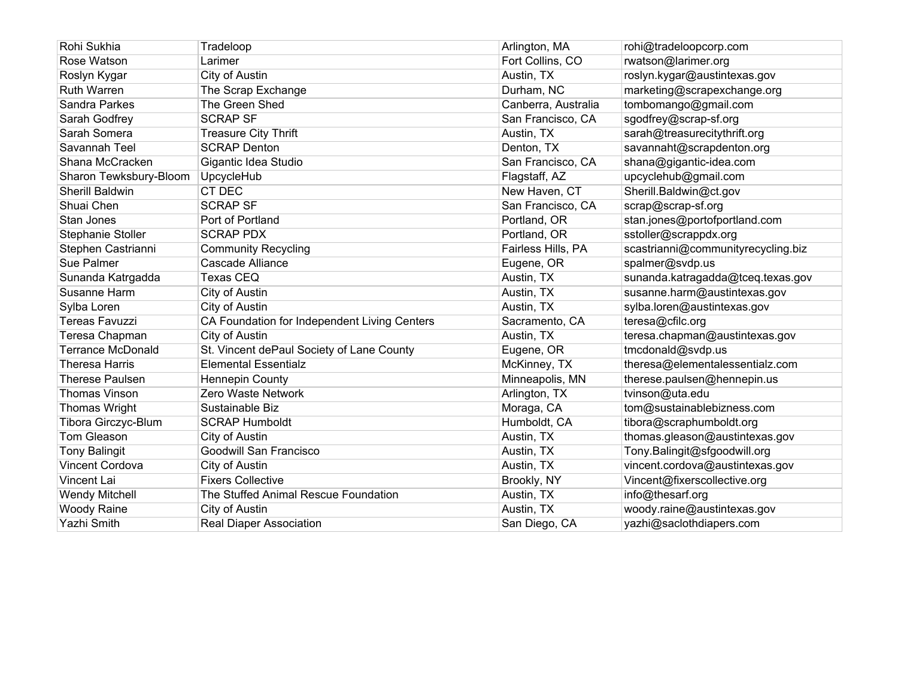| | | | |
|---|---|---|---|
| Rohi Sukhia | Tradeloop | Arlington, MA | rohi@tradeloopcorp.com |
| Rose Watson | Larimer | Fort Collins, CO | rwatson@larimer.org |
| Roslyn Kygar | City of Austin | Austin, TX | roslyn.kygar@austintexas.gov |
| Ruth Warren | The Scrap Exchange | Durham, NC | marketing@scrapexchange.org |
| Sandra Parkes | The Green Shed | Canberra, Australia | tombomango@gmail.com |
| Sarah Godfrey | SCRAP SF | San Francisco, CA | sgodfrey@scrap-sf.org |
| Sarah Somera | Treasure City Thrift | Austin, TX | sarah@treasurecitythrift.org |
| Savannah Teel | SCRAP Denton | Denton, TX | savannaht@scrapdenton.org |
| Shana McCracken | Gigantic Idea Studio | San Francisco, CA | shana@gigantic-idea.com |
| Sharon Tewksbury-Bloom | UpcycleHub | Flagstaff, AZ | upcyclehub@gmail.com |
| Sherill Baldwin | CT DEC | New Haven, CT | Sherill.Baldwin@ct.gov |
| Shuai Chen | SCRAP SF | San Francisco, CA | scrap@scrap-sf.org |
| Stan Jones | Port of Portland | Portland, OR | stan.jones@portofportland.com |
| Stephanie Stoller | SCRAP PDX | Portland, OR | sstoller@scrappdx.org |
| Stephen Castrianni | Community Recycling | Fairless Hills, PA | scastrianni@communityrecycling.biz |
| Sue Palmer | Cascade Alliance | Eugene, OR | spalmer@svdp.us |
| Sunanda Katrgadda | Texas CEQ | Austin, TX | sunanda.katragadda@tceq.texas.gov |
| Susanne Harm | City of Austin | Austin, TX | susanne.harm@austintexas.gov |
| Sylba Loren | City of Austin | Austin, TX | sylba.loren@austintexas.gov |
| Tereas Favuzzi | CA Foundation for Independent Living Centers | Sacramento, CA | teresa@cfilc.org |
| Teresa Chapman | City of Austin | Austin, TX | teresa.chapman@austintexas.gov |
| Terrance McDonald | St. Vincent dePaul Society of Lane County | Eugene, OR | tmcdonald@svdp.us |
| Theresa Harris | Elemental Essentialz | McKinney, TX | theresa@elementalessentialz.com |
| Therese Paulsen | Hennepin County | Minneapolis, MN | therese.paulsen@hennepin.us |
| Thomas Vinson | Zero Waste Network | Arlington, TX | tvinson@uta.edu |
| Thomas Wright | Sustainable Biz | Moraga, CA | tom@sustainablebizness.com |
| Tibora Girczyc-Blum | SCRAP Humboldt | Humboldt, CA | tibora@scraphumboldt.org |
| Tom Gleason | City of Austin | Austin, TX | thomas.gleason@austintexas.gov |
| Tony Balingit | Goodwill San Francisco | Austin, TX | Tony.Balingit@sfgoodwill.org |
| Vincent Cordova | City of Austin | Austin, TX | vincent.cordova@austintexas.gov |
| Vincent Lai | Fixers Collective | Brookly, NY | Vincent@fixerscollective.org |
| Wendy Mitchell | The Stuffed Animal Rescue Foundation | Austin, TX | info@thesarf.org |
| Woody Raine | City of Austin | Austin, TX | woody.raine@austintexas.gov |
| Yazhi Smith | Real Diaper Association | San Diego, CA | yazhi@saclothdiapers.com |